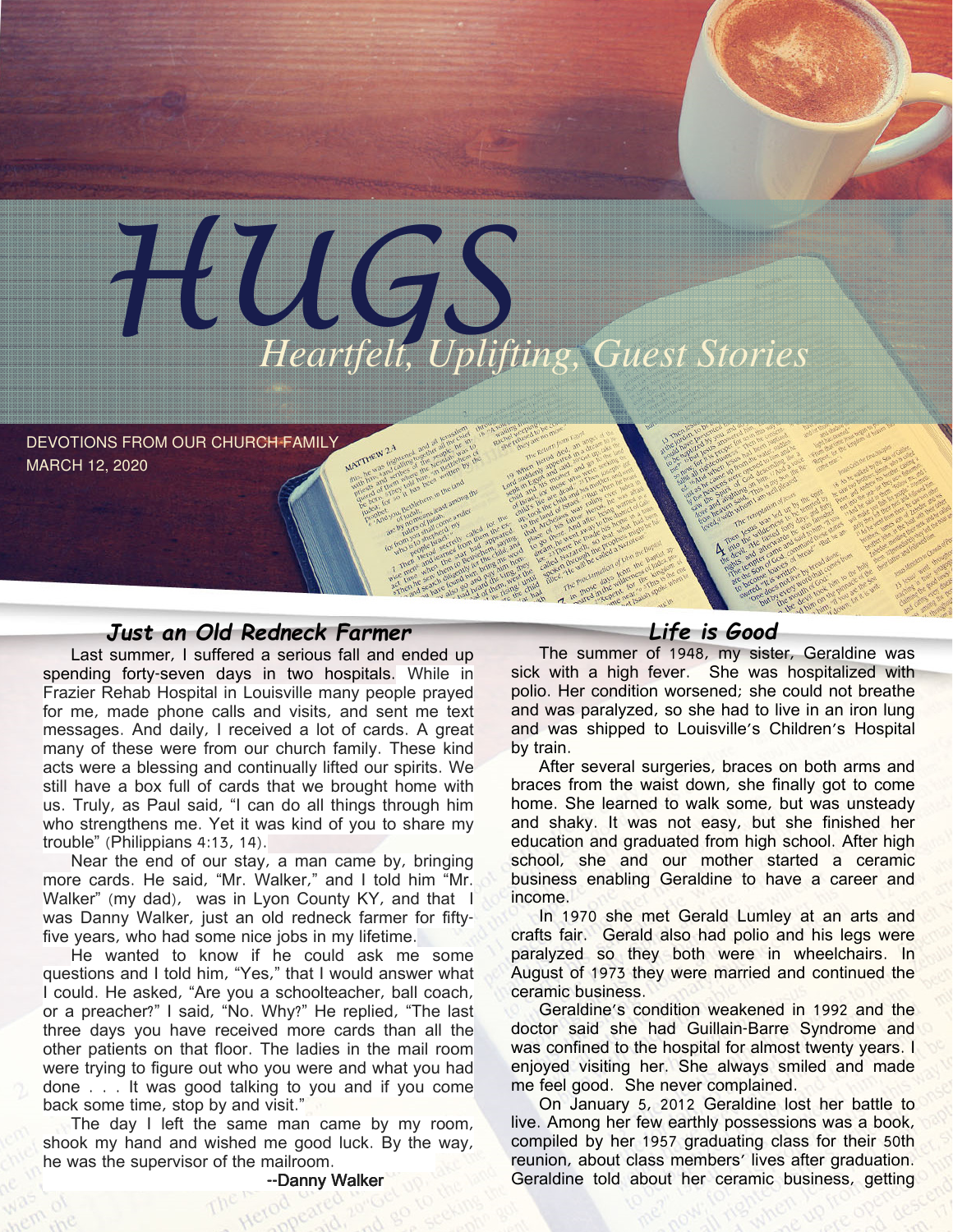# HUGS

*Heartfelt, Uplifting, Guest Stories*

DEVOTIONS FROM OUR CHURCH FAMILY
MARCH 12, 2020

## Just an Old Redneck Farmer

Last summer, I suffered a serious fall and ended up spending forty-seven days in two hospitals. While in Frazier Rehab Hospital in Louisville many people prayed for me, made phone calls and visits, and sent me text messages. And daily, I received a lot of cards. A great many of these were from our church family. These kind acts were a blessing and continually lifted our spirits. We still have a box full of cards that we brought home with us. Truly, as Paul said, "I can do all things through him who strengthens me. Yet it was kind of you to share my trouble" (Philippians 4:13, 14).

Near the end of our stay, a man came by, bringing more cards. He said, "Mr. Walker," and I told him "Mr. Walker" (my dad), was in Lyon County KY, and that I was Danny Walker, just an old redneck farmer for fifty-five years, who had some nice jobs in my lifetime.

He wanted to know if he could ask me some questions and I told him, "Yes," that I would answer what I could. He asked, "Are you a schoolteacher, ball coach, or a preacher?" I said, "No. Why?" He replied, "The last three days you have received more cards than all the other patients on that floor. The ladies in the mail room were trying to figure out who you were and what you had done . . . It was good talking to you and if you come back some time, stop by and visit."

The day I left the same man came by my room, shook my hand and wished me good luck. By the way, he was the supervisor of the mailroom.

--Danny Walker

## Life is Good

The summer of 1948, my sister, Geraldine was sick with a high fever. She was hospitalized with polio. Her condition worsened; she could not breathe and was paralyzed, so she had to live in an iron lung and was shipped to Louisville's Children's Hospital by train.

After several surgeries, braces on both arms and braces from the waist down, she finally got to come home. She learned to walk some, but was unsteady and shaky. It was not easy, but she finished her education and graduated from high school. After high school, she and our mother started a ceramic business enabling Geraldine to have a career and income.

In 1970 she met Gerald Lumley at an arts and crafts fair. Gerald also had polio and his legs were paralyzed so they both were in wheelchairs. In August of 1973 they were married and continued the ceramic business.

Geraldine's condition weakened in 1992 and the doctor said she had Guillain-Barre Syndrome and was confined to the hospital for almost twenty years. I enjoyed visiting her. She always smiled and made me feel good. She never complained.

On January 5, 2012 Geraldine lost her battle to live. Among her few earthly possessions was a book, compiled by her 1957 graduating class for their 50th reunion, about class members' lives after graduation. Geraldine told about her ceramic business, getting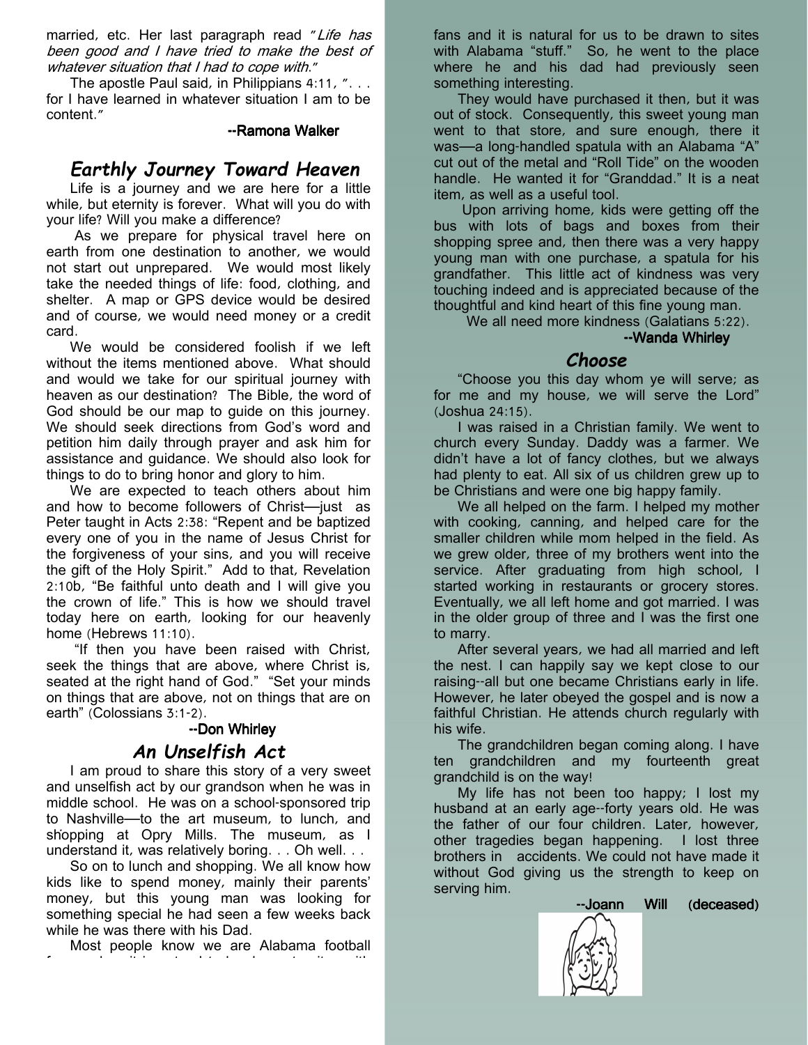married, etc. Her last paragraph read "*Life has been good and I have tried to make the best of whatever situation that I had to cope with.*"

The apostle Paul said, in Philippians 4:11, ". . . for I have learned in whatever situation I am to be content."

**--Ramona Walker**

## *Earthly Journey Toward Heaven*

Life is a journey and we are here for a little while, but eternity is forever. What will you do with your life? Will you make a difference?

As we prepare for physical travel here on earth from one destination to another, we would not start out unprepared. We would most likely take the needed things of life: food, clothing, and shelter. A map or GPS device would be desired and of course, we would need money or a credit card.

We would be considered foolish if we left without the items mentioned above. What should and would we take for our spiritual journey with heaven as our destination? The Bible, the word of God should be our map to guide on this journey. We should seek directions from God's word and petition him daily through prayer and ask him for assistance and guidance. We should also look for things to do to bring honor and glory to him.

We are expected to teach others about him and how to become followers of Christ—just as Peter taught in Acts 2:38: "Repent and be baptized every one of you in the name of Jesus Christ for the forgiveness of your sins, and you will receive the gift of the Holy Spirit." Add to that, Revelation 2:10b, "Be faithful unto death and I will give you the crown of life." This is how we should travel today here on earth, looking for our heavenly home (Hebrews 11:10).

"If then you have been raised with Christ, seek the things that are above, where Christ is, seated at the right hand of God." "Set your minds on things that are above, not on things that are on earth" (Colossians 3:1-2).

**--Don Whirley**

## *An Unselfish Act*

I am proud to share this story of a very sweet and unselfish act by our grandson when he was in middle school. He was on a school-sponsored trip to Nashville—to the art museum, to lunch, and shopping at Opry Mills. The museum, as I understand it, was relatively boring. . . Oh well. . .

So on to lunch and shopping. We all know how kids like to spend money, mainly their parents' money, but this young man was looking for something special he had seen a few weeks back while he was there with his Dad.

Most people know we are Alabama football fans and it is natural for us to be drawn to sites with Alabama "stuff." So, he went to the place where he and his dad had previously seen something interesting.

They would have purchased it then, but it was out of stock. Consequently, this sweet young man went to that store, and sure enough, there it was—a long-handled spatula with an Alabama "A" cut out of the metal and "Roll Tide" on the wooden handle. He wanted it for "Granddad." It is a neat item, as well as a useful tool.

Upon arriving home, kids were getting off the bus with lots of bags and boxes from their shopping spree and, then there was a very happy young man with one purchase, a spatula for his grandfather. This little act of kindness was very touching indeed and is appreciated because of the thoughtful and kind heart of this fine young man.

We all need more kindness (Galatians 5:22).

**--Wanda Whirley**

## *Choose*

"Choose you this day whom ye will serve; as for me and my house, we will serve the Lord" (Joshua 24:15).

I was raised in a Christian family. We went to church every Sunday. Daddy was a farmer. We didn't have a lot of fancy clothes, but we always had plenty to eat. All six of us children grew up to be Christians and were one big happy family.

We all helped on the farm. I helped my mother with cooking, canning, and helped care for the smaller children while mom helped in the field. As we grew older, three of my brothers went into the service. After graduating from high school, I started working in restaurants or grocery stores. Eventually, we all left home and got married. I was in the older group of three and I was the first one to marry.

After several years, we had all married and left the nest. I can happily say we kept close to our raising--all but one became Christians early in life. However, he later obeyed the gospel and is now a faithful Christian. He attends church regularly with his wife.

The grandchildren began coming along. I have ten grandchildren and my fourteenth great grandchild is on the way!

My life has not been too happy; I lost my husband at an early age--forty years old. He was the father of our four children. Later, however, other tragedies began happening. I lost three brothers in accidents. We could not have made it without God giving us the strength to keep on serving him.

**--Joann Will (deceased)**